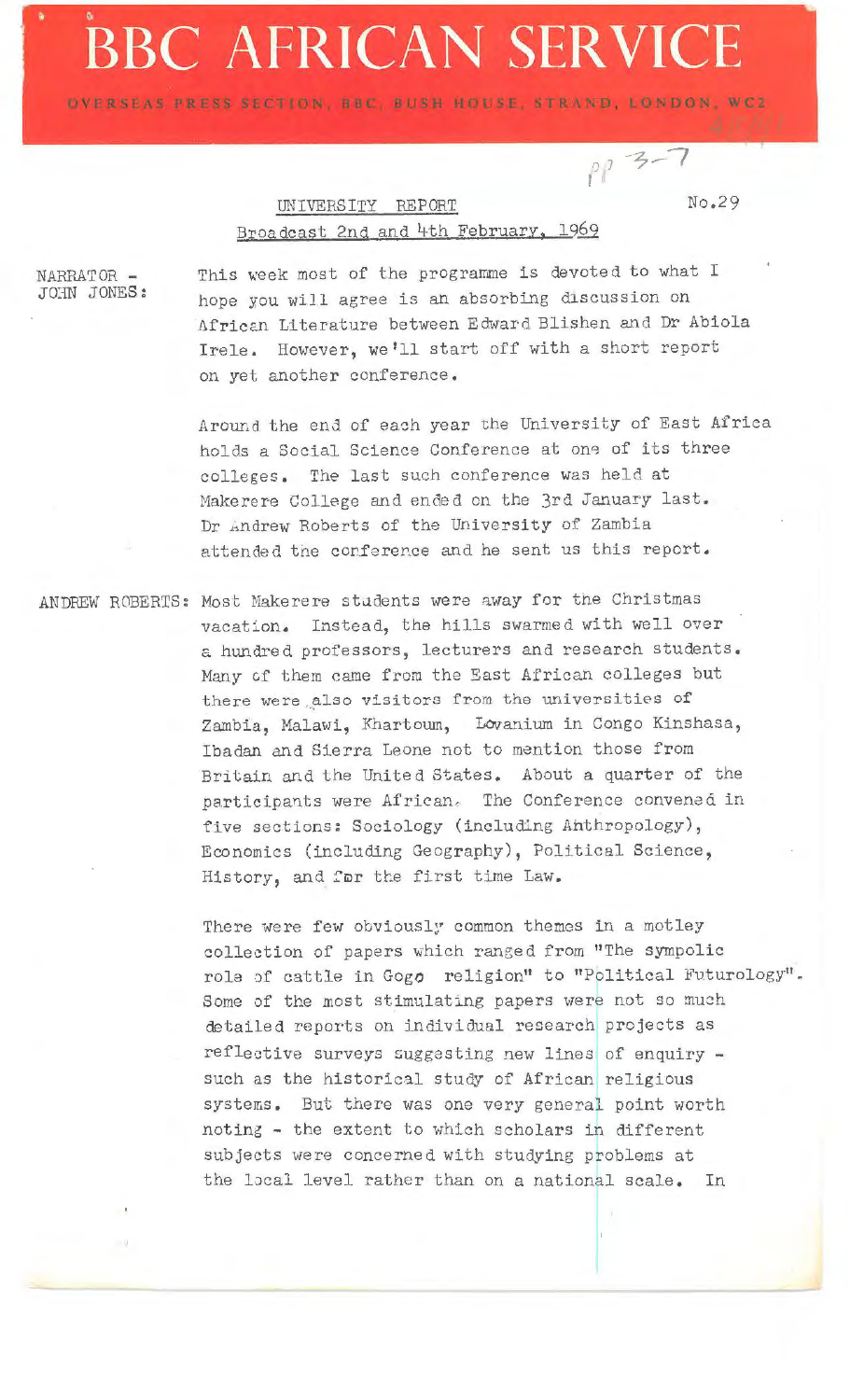# BBC AFRICAN SERVICE

OVERSEAS PRESS SECTION, BBC, BUSH HOUSE, STRAND, LONDON, WC2

pp 3-7

UNIVERSITY REPORT

No.29

Broadcast 2nd and 4th February, 1969

NARRATOR - JOHN JONES: This week most of the programme is devoted to what I hope you will agree is an absorbing discussion on African Literature between Edward Blishen and Dr Abiola Irele. However, we'll start off with a short report on yet another conference.

Around the end of each year the University of East Africa holds a Social Science Conference at one of its three colleges. The last such conference was held at Makerere College and ended on the 3rd January last. Dr Andrew Roberts of the University of Zambia attended the conference and he sent us this report.

ANDREW ROBERTS: Most Makerere students were away for the Christmas vacation. Instead, the hills swarmed with well over a hundred professors, lecturers and research students. Many of them came from the East African colleges but there were also visitors from the universities of Zambia, Malawi, Khartoum, Lovanium in Congo Kinshasa, Ibadan and Sierra Leone not to mention those from Britain and the United States. About a quarter of the participants were African. The Conference convened in five sections: Sociology (including Anthropology), Economics (including Geography), Political Science, History, and for the first time Law.

There were few obviously common themes in a motley collection of papers which ranged from "The sympolic role of cattle in Gogo religion" to "Political Futurology". Some of the most stimulating papers were not so much detailed reports on individual research projects as reflective surveys suggesting new lines of enquiry - such as the historical study of African religious systems. But there was one very general point worth noting - the extent to which scholars in different subjects were concerned with studying problems at the local level rather than on a national scale. In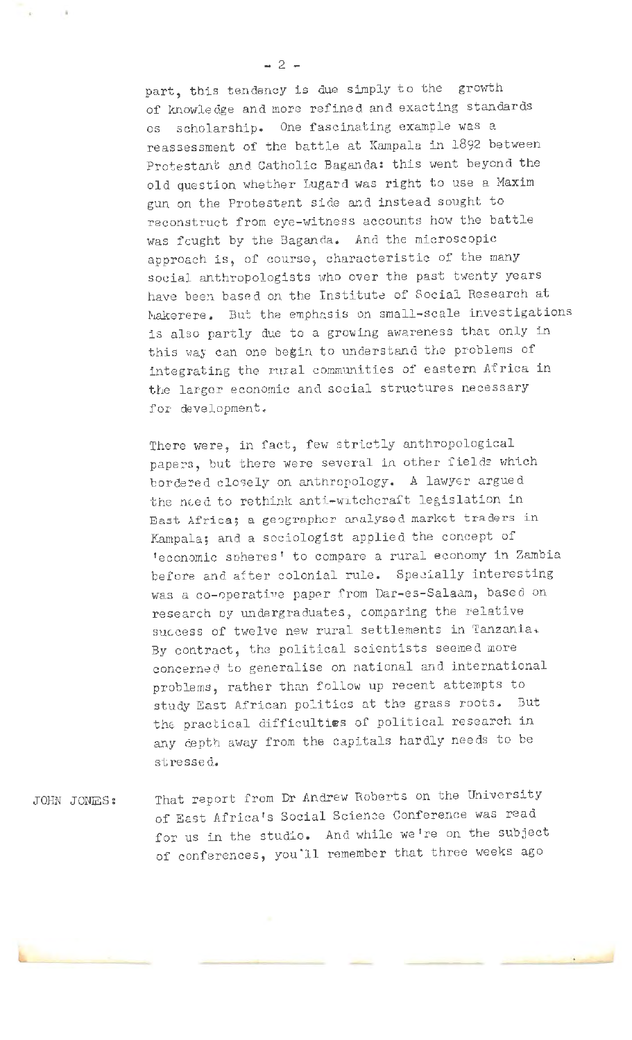part, this tendency is due simply to the growth of knowledge and more refined and exacting standards os scholarship. One fascinating example was a reassessment of the battle at Kampala in 1892 between Protestant and Catholic Baganda: this went beyond the old question whether Lugard was right to use a Maxim gun on the Protestant side and instead sought to reconstruct from eye-witness accounts how the battle was fought by the Baganda. And the microscopic approach is, of course, characteristic of the many social anthropologists who over the past twenty years have been based on the Institute of Social Research at Makerere. But the emphasis on small-scale investigations is also partly due to a growing awareness that only in this way can one begin to understand the problems of integrating the rural communities of eastern Africa in the larger economic and social structures necessary for development.

There were, in fact, few strictly anthropological papers, but there were several in other fields which bordered closely on anthropology. A lawyer argued the need to rethink anti-witchcraft legislation in East Africa; a geographer analysed market traders in Kampala; and a sociologist applied the concept of 'economic spheres' to compare a rural economy in Zambia before and after colonial rule. Specially interesting was a co-operative paper from Dar-es-Salaam, based on research by undergraduates, comparing the relative success of twelve new rural settlements in Tanzania. By contract, the political scientists seemed more concerned to generalise on national and international problems, rather than follow up recent attempts to study East African politics at the grass roots. But the practical difficulties of political research in any depth away from the capitals hardly needs to be stressed.

JOHN JONES: That report from Dr Andrew Roberts on the University of East Africa's Social Science Conference was read for us in the studio. And while we're on the subject of conferences, you'll remember that three weeks ago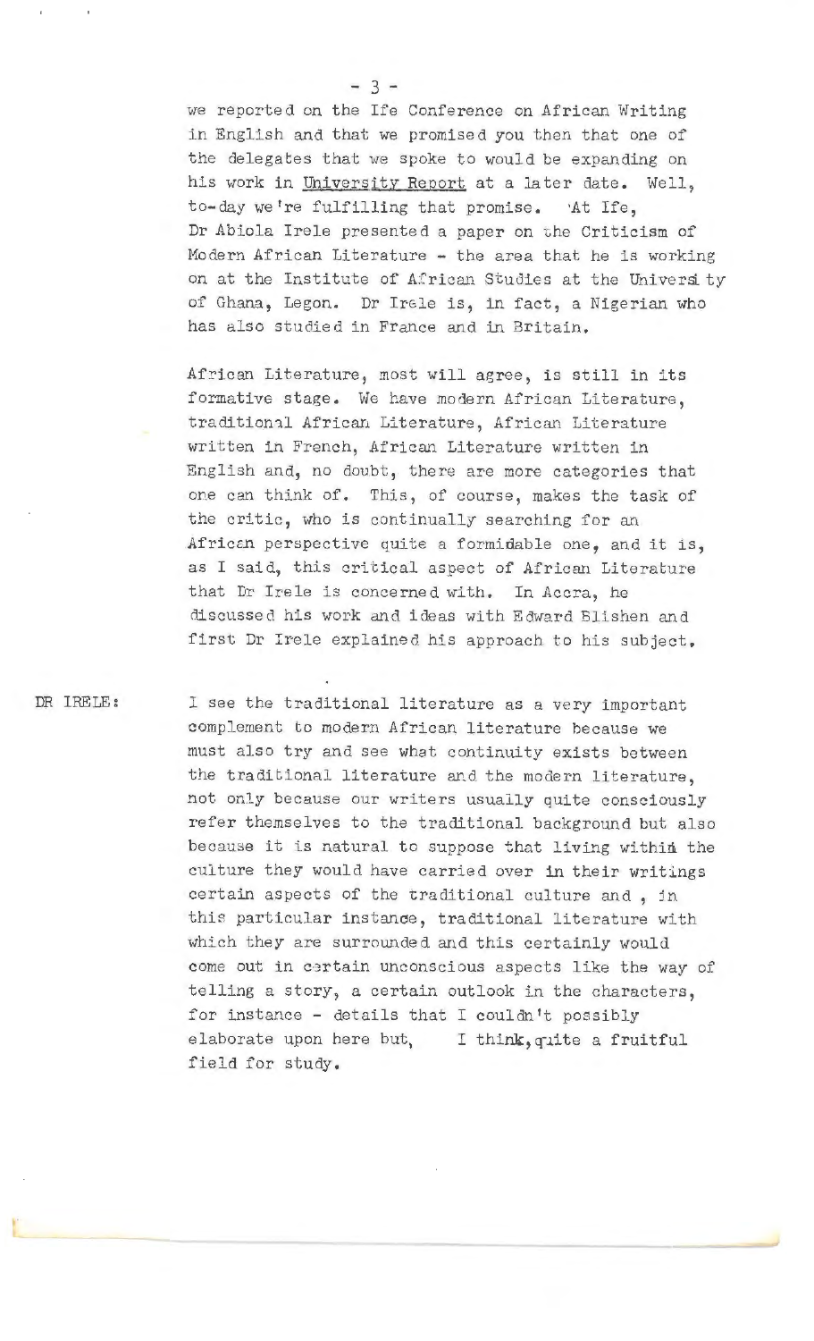we reported on the Ife Conference on African Writing in English and that we promised you then that one of the delegates that we spoke to would be expanding on his work in University Report at a later date. Well, to-day we're fulfilling that promise. At Ife, Dr Abiola Irele presented a paper on the Criticism of Modern African Literature - the area that he is working on at the Institute of African Studies at the University of Ghana, Legon. Dr Irele is, in fact, a Nigerian who has also studied in France and in Britain.

African Literature, most will agree, is still in its formative stage. We have modern African Literature, traditional African Literature, African Literature written in French, African Literature written in English and, no doubt, there are more categories that one can think of. This, of course, makes the task of the critic, who is continually searching for an African perspective quite a formidable one, and it is, as I said, this critical aspect of African Literature that Dr Irele is concerned with. In Accra, he discussed his work and ideas with Edward Blishen and first Dr Irele explained his approach to his subject.

DR IRELE: I see the traditional literature as a very important complement to modern African literature because we must also try and see what continuity exists between the traditional literature and the modern literature, not only because our writers usually quite consciously refer themselves to the traditional background but also because it is natural to suppose that living within the culture they would have carried over in their writings certain aspects of the traditional culture and , in this particular instance, traditional literature with which they are surrounded and this certainly would come out in certain unconscious aspects like the way of telling a story, a certain outlook in the characters, for instance - details that I couldn't possibly elaborate upon here but, I think, quite a fruitful field for study.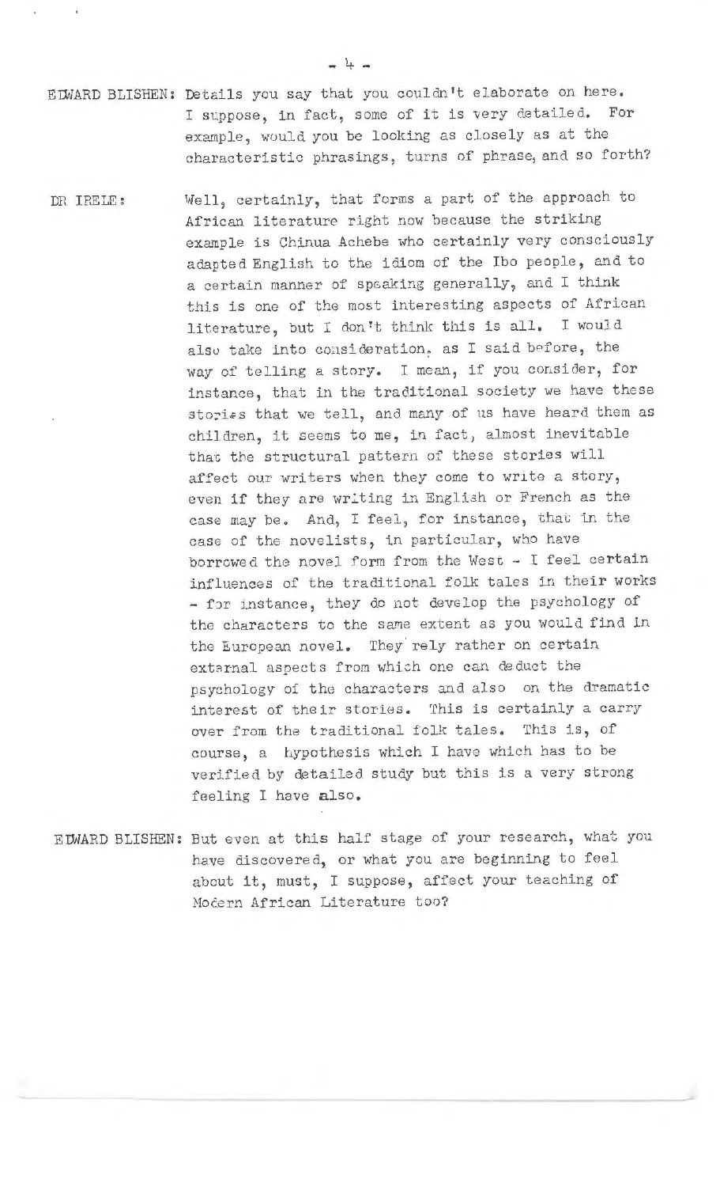EDWARD BLISHEN: Details you say that you couldn't elaborate on here. I suppose, in fact, some of it is very detailed. For example, would you be looking as closely as at the characteristic phrasings, turns of phrase, and so forth?

DR IRELE: Well, certainly, that forms a part of the approach to African literature right now because the striking example is Chinua Achebe who certainly very consciously adapted English to the idiom of the Ibo people, and to a certain manner of speaking generally, and I think this is one of the most interesting aspects of African literature, but I don't think this is all. I would also take into consideration, as I said before, the way of telling a story. I mean, if you consider, for instance, that in the traditional society we have these stories that we tell, and many of us have heard them as children, it seems to me, in fact, almost inevitable that the structural pattern of these stories will affect our writers when they come to write a story, even if they are writing in English or French as the case may be. And, I feel, for instance, that in the case of the novelists, in particular, who have borrowed the novel form from the West - I feel certain influences of the traditional folk tales in their works - for instance, they do not develop the psychology of the characters to the same extent as you would find in the European novel. They rely rather on certain external aspects from which one can deduct the psychology of the characters and also on the dramatic interest of their stories. This is certainly a carry over from the traditional folk tales. This is, of course, a hypothesis which I have which has to be verified by detailed study but this is a very strong feeling I have also.

EDWARD BLISHEN: But even at this half stage of your research, what you have discovered, or what you are beginning to feel about it, must, I suppose, affect your teaching of Modern African Literature too?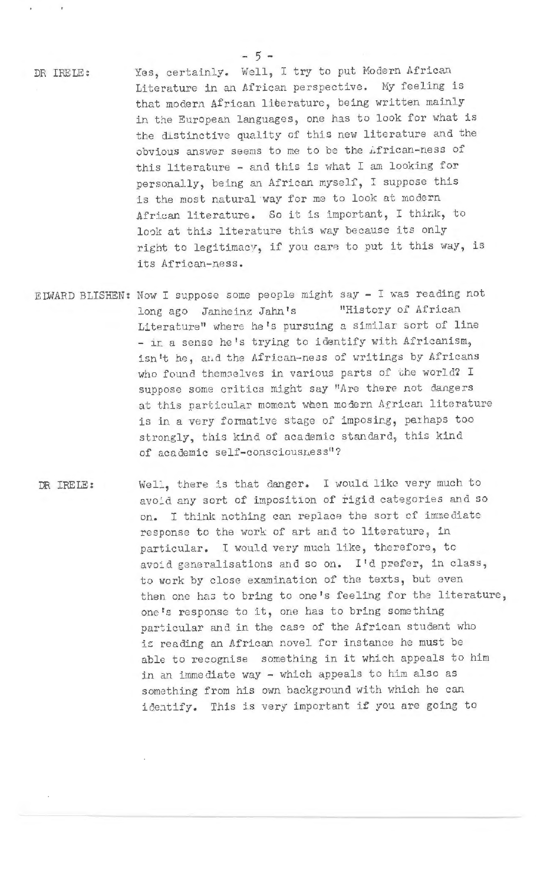**DR IRELE:** Yes, certainly. Well, I try to put Modern African Literature in an African perspective. My feeling is that modern African literature, being written mainly in the European languages, one has to look for what is the distinctive quality of this new literature and the obvious answer seems to me to be the African-ness of this literature - and this is what I am looking for personally, being an African myself, I suppose this is the most natural way for me to look at modern African literature. So it is important, I think, to look at this literature this way because its only right to legitimacy, if you care to put it this way, is its African-ness.

**EDWARD BLISHEN:** Now I suppose some people might say - I was reading not long ago Janheinz Jahn's "History of African Literature" where he's pursuing a similar sort of line - in a sense he's trying to identify with Africanism, isn't he, and the African-ness of writings by Africans who found themselves in various parts of the world? I suppose some critics might say "Are there not dangers at this particular moment when modern African literature is in a very formative stage of imposing, perhaps too strongly, this kind of academic standard, this kind of academic self-consciousness"?

**DR IRELE:** Well, there is that danger. I would like very much to avoid any sort of imposition of rigid categories and so on. I think nothing can replace the sort of immediate response to the work of art and to literature, in particular. I would very much like, therefore, to avoid generalisations and so on. I'd prefer, in class, to work by close examination of the texts, but even then one has to bring to one's feeling for the literature, one's response to it, one has to bring something particular and in the case of the African student who is reading an African novel for instance he must be able to recognise something in it which appeals to him in an immediate way - which appeals to him also as something from his own background with which he can identify. This is very important if you are going to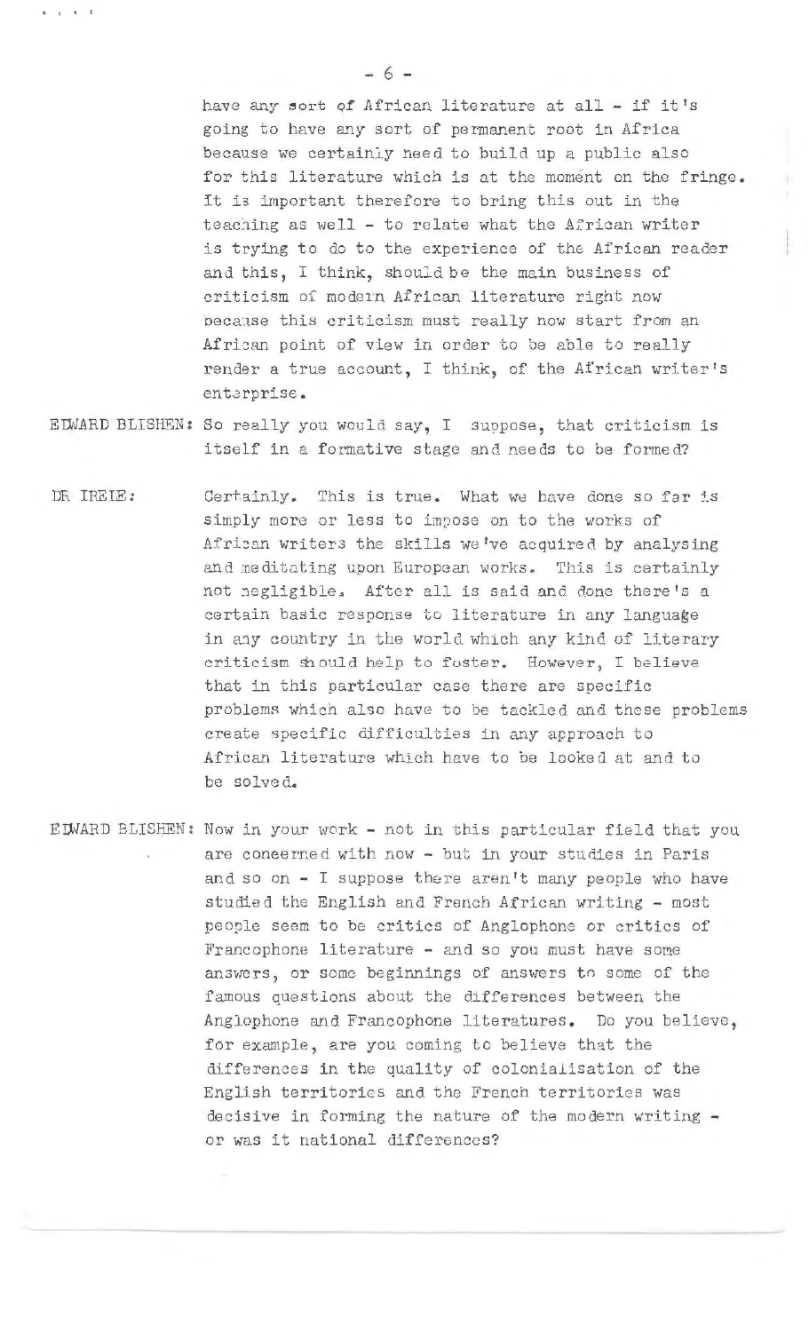have any sort of African literature at all - if it's going to have any sort of permanent root in Africa because we certainly need to build up a public also for this literature which is at the moment on the fringe. It is important therefore to bring this out in the teaching as well - to relate what the African writer is trying to do to the experience of the African reader and this, I think, should be the main business of criticism of modern African literature right now because this criticism must really now start from an African point of view in order to be able to really render a true account, I think, of the African writer's enterprise.

EDWARD BLISHEN: So really you would say, I suppose, that criticism is itself in a formative stage and needs to be formed?

DR IRELE: Certainly. This is true. What we have done so far is simply more or less to impose on to the works of African writers the skills we've acquired by analysing and meditating upon European works. This is certainly not negligible. After all is said and done there's a certain basic response to literature in any language in any country in the world which any kind of literary criticism should help to foster. However, I believe that in this particular case there are specific problems which also have to be tackled and these problems create specific difficulties in any approach to African literature which have to be looked at and to be solved.

EDWARD BLISHEN: Now in your work - not in this particular field that you are concerned with now - but in your studies in Paris and so on - I suppose there aren't many people who have studied the English and French African writing - most people seem to be critics of Anglophone or critics of Francophone literature - and so you must have some answers, or some beginnings of answers to some of the famous questions about the differences between the Anglophone and Francophone literatures. Do you believe, for example, are you coming to believe that the differences in the quality of colonialisation of the English territories and the French territories was decisive in forming the nature of the modern writing - or was it national differences?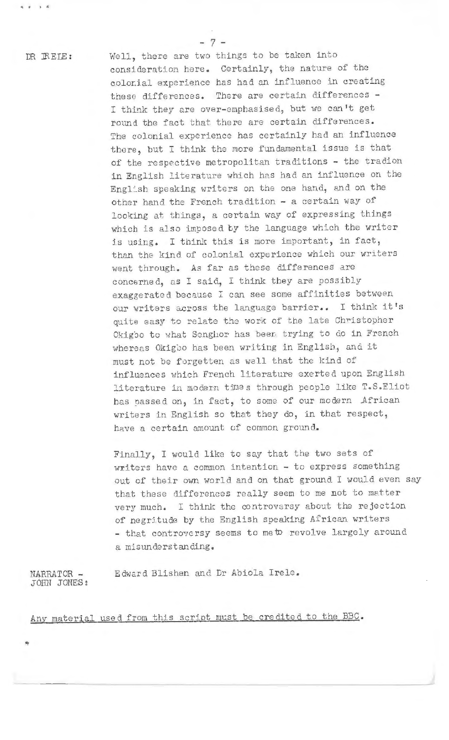DR IRELE: Well, there are two things to be taken into consideration here. Certainly, the nature of the colonial experience has had an influence in creating these differences. There are certain differences - I think they are over-emphasised, but we can't get round the fact that there are certain differences. The colonial experience has certainly had an influence there, but I think the more fundamental issue is that of the respective metropolitan traditions - the tradion in English literature which has had an influence on the English speaking writers on the one hand, and on the other hand the French tradition - a certain way of looking at things, a certain way of expressing things which is also imposed by the language which the writer is using. I think this is more important, in fact, than the kind of colonial experience which our writers went through. As far as these differences are concerned, as I said, I think they are possibly exaggerated because I can see some affinities between our writers across the language barrier.. I think it's quite easy to relate the work of the late Christopher Okigbo to what Senghor has been trying to do in French whereas Okigbo has been writing in English, and it must not be forgetten as well that the kind of influences which French literature exerted upon English literature in modern times through people like T.S.Eliot has passed on, in fact, to some of our modern African writers in English so that they do, in that respect, have a certain amount of common ground.

Finally, I would like to say that the two sets of writers have a common intention - to express something out of their own world and on that ground I would even say that these differences really seem to me not to matter very much. I think the controversy about the rejection of negritude by the English speaking African writers - that controversy seems to me to revolve largely around a misunderstanding.

NARRATOR - JOHN JONES: Edward Blishen and Dr Abiola Irele.

Any material used from this script must be credited to the BBC.